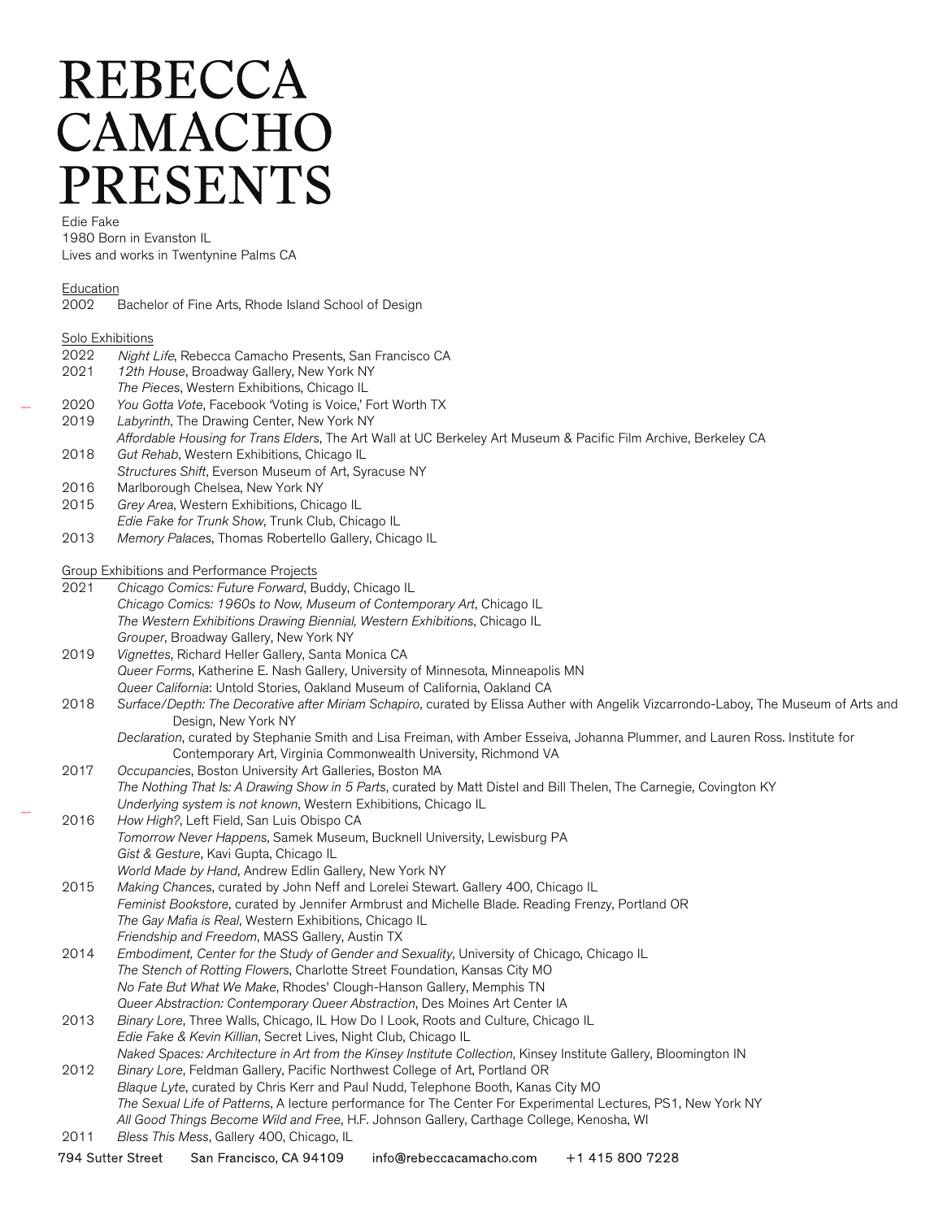# REBECCA CAMACHO PRESENTS

Edie Fake
1980 Born in Evanston IL
Lives and works in Twentynine Palms CA

## Education

2002 Bachelor of Fine Arts, Rhode Island School of Design

## Solo Exhibitions

**2022**
- *Night Life*, Rebecca Camacho Presents, San Francisco CA

**2021**
- *12th House*, Broadway Gallery, New York NY
- *The Pieces*, Western Exhibitions, Chicago IL

**2020**
- *You Gotta Vote*, Facebook 'Voting is Voice,' Fort Worth TX

**2019**
- *Labyrinth*, The Drawing Center, New York NY
- *Affordable Housing for Trans Elders*, The Art Wall at UC Berkeley Art Museum & Pacific Film Archive, Berkeley CA

**2018**
- *Gut Rehab*, Western Exhibitions, Chicago IL
- *Structures Shift*, Everson Museum of Art, Syracuse NY

**2016**
- Marlborough Chelsea, New York NY

**2015**
- *Grey Area*, Western Exhibitions, Chicago IL
- *Edie Fake for Trunk Show*, Trunk Club, Chicago IL

**2013**
- *Memory Palaces*, Thomas Robertello Gallery, Chicago IL

## Group Exhibitions and Performance Projects

**2021**
- *Chicago Comics: Future Forward*, Buddy, Chicago IL
- *Chicago Comics: 1960s to Now, Museum of Contemporary Art*, Chicago IL
- *The Western Exhibitions Drawing Biennial, Western Exhibitions*, Chicago IL
- *Grouper*, Broadway Gallery, New York NY

**2019**
- *Vignettes*, Richard Heller Gallery, Santa Monica CA
- *Queer Forms*, Katherine E. Nash Gallery, University of Minnesota, Minneapolis MN
- *Queer California*: Untold Stories, Oakland Museum of California, Oakland CA

**2018**
- *Surface/Depth: The Decorative after Miriam Schapiro*, curated by Elissa Auther with Angelik Vizcarrondo-Laboy, The Museum of Arts and Design, New York NY
- *Declaration*, curated by Stephanie Smith and Lisa Freiman, with Amber Esseiva, Johanna Plummer, and Lauren Ross. Institute for Contemporary Art, Virginia Commonwealth University, Richmond VA

**2017**
- *Occupancies*, Boston University Art Galleries, Boston MA
- *The Nothing That Is: A Drawing Show in 5 Parts*, curated by Matt Distel and Bill Thelen, The Carnegie, Covington KY
- *Underlying system is not known*, Western Exhibitions, Chicago IL

**2016**
- *How High?*, Left Field, San Luis Obispo CA
- *Tomorrow Never Happens*, Samek Museum, Bucknell University, Lewisburg PA
- *Gist & Gesture*, Kavi Gupta, Chicago IL
- *World Made by Hand*, Andrew Edlin Gallery, New York NY

**2015**
- *Making Chances*, curated by John Neff and Lorelei Stewart. Gallery 400, Chicago IL
- *Feminist Bookstore*, curated by Jennifer Armbrust and Michelle Blade. Reading Frenzy, Portland OR
- *The Gay Mafia is Real*, Western Exhibitions, Chicago IL
- *Friendship and Freedom*, MASS Gallery, Austin TX

**2014**
- *Embodiment, Center for the Study of Gender and Sexuality*, University of Chicago, Chicago IL
- *The Stench of Rotting Flowers*, Charlotte Street Foundation, Kansas City MO
- *No Fate But What We Make*, Rhodes' Clough-Hanson Gallery, Memphis TN
- *Queer Abstraction: Contemporary Queer Abstraction*, Des Moines Art Center IA

**2013**
- *Binary Lore*, Three Walls, Chicago, IL How Do I Look, Roots and Culture, Chicago IL
- *Edie Fake & Kevin Killian*, Secret Lives, Night Club, Chicago IL
- *Naked Spaces: Architecture in Art from the Kinsey Institute Collection*, Kinsey Institute Gallery, Bloomington IN

**2012**
- *Binary Lore*, Feldman Gallery, Pacific Northwest College of Art, Portland OR
- *Blaque Lyte*, curated by Chris Kerr and Paul Nudd, Telephone Booth, Kanas City MO
- *The Sexual Life of Patterns*, A lecture performance for The Center For Experimental Lectures, PS1, New York NY
- *All Good Things Become Wild and Free*, H.F. Johnson Gallery, Carthage College, Kenosha, WI

**2011**
- *Bless This Mess*, Gallery 400, Chicago, IL

794 Sutter Street San Francisco, CA 94109 info@rebeccacamacho.com +1 415 800 7228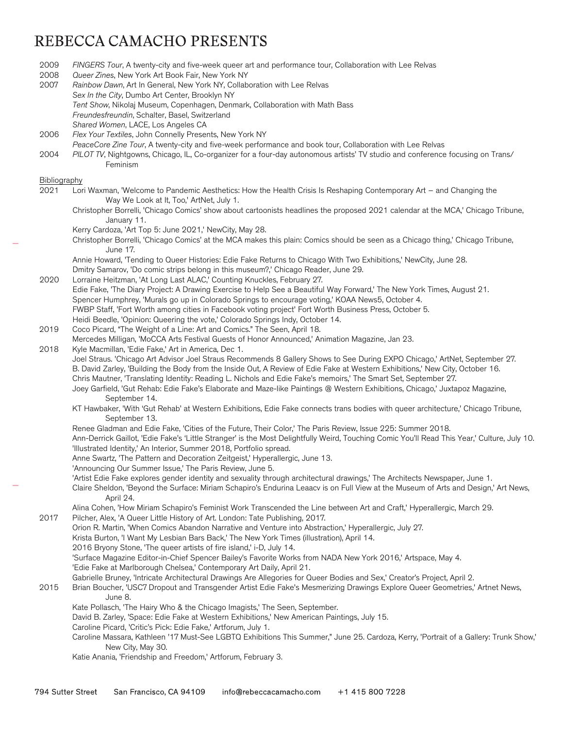2009 *FINGERS Tour*, A twenty-city and five-week queer art and performance tour, Collaboration with Lee Relvas

2008 *Queer Zines*, New York Art Book Fair, New York NY

2007 *Rainbow Dawn*, Art In General, New York NY, Collaboration with Lee Relvas
*Sex In the City*, Dumbo Art Center, Brooklyn NY
*Tent Show*, Nikolaj Museum, Copenhagen, Denmark, Collaboration with Math Bass
*Freundesfreundin*, Schalter, Basel, Switzerland
*Shared Women*, LACE, Los Angeles CA

2006 *Flex Your Textiles*, John Connelly Presents, New York NY
*PeaceCore Zine Tour*, A twenty-city and five-week performance and book tour, Collaboration with Lee Relvas

2004 *PILOT TV*, Nightgowns, Chicago, IL, Co-organizer for a four-day autonomous artists' TV studio and conference focusing on Trans/ Feminism

## Bibliography

2021 Lori Waxman, 'Welcome to Pandemic Aesthetics: How the Health Crisis Is Reshaping Contemporary Art – and Changing the Way We Look at It, Too,' ArtNet, July 1.
Christopher Borrelli, 'Chicago Comics' show about cartoonists headlines the proposed 2021 calendar at the MCA,' Chicago Tribune, January 11.
Kerry Cardoza, 'Art Top 5: June 2021,' NewCity, May 28.
Christopher Borrelli, 'Chicago Comics' at the MCA makes this plain: Comics should be seen as a Chicago thing,' Chicago Tribune, June 17.
Annie Howard, 'Tending to Queer Histories: Edie Fake Returns to Chicago With Two Exhibitions,' NewCity, June 28.
Dmitry Samarov, 'Do comic strips belong in this museum?,' Chicago Reader, June 29.

2020 Lorraine Heitzman, 'At Long Last ALAC,' Counting Knuckles, February 27.
Edie Fake, 'The Diary Project: A Drawing Exercise to Help See a Beautiful Way Forward,' The New York Times, August 21.
Spencer Humphrey, 'Murals go up in Colorado Springs to encourage voting,' KOAA News5, October 4.
FWBP Staff, 'Fort Worth among cities in Facebook voting project' Fort Worth Business Press, October 5.
Heidi Beedle, 'Opinion: Queering the vote,' Colorado Springs Indy, October 14.

2019 Coco Picard, "The Weight of a Line: Art and Comics." The Seen, April 18.
Mercedes Milligan, 'MoCCA Arts Festival Guests of Honor Announced,' Animation Magazine, Jan 23.

2018 Kyle Macmillan, 'Edie Fake,' Art in America, Dec 1.
Joel Straus. 'Chicago Art Advisor Joel Straus Recommends 8 Gallery Shows to See During EXPO Chicago,' ArtNet, September 27.
B. David Zarley, 'Building the Body from the Inside Out, A Review of Edie Fake at Western Exhibitions,' New City, October 16.
Chris Mautner, 'Translating Identity: Reading L. Nichols and Edie Fake's memoirs,' The Smart Set, September 27.
Joey Garfield, 'Gut Rehab: Edie Fake's Elaborate and Maze-like Paintings @ Western Exhibitions, Chicago,' Juxtapoz Magazine, September 14.
KT Hawbaker, 'With 'Gut Rehab' at Western Exhibitions, Edie Fake connects trans bodies with queer architecture,' Chicago Tribune, September 13.
Renee Gladman and Edie Fake, 'Cities of the Future, Their Color,' The Paris Review, Issue 225: Summer 2018.
Ann-Derrick Gaillot, 'Edie Fake's 'Little Stranger' is the Most Delightfully Weird, Touching Comic You'll Read This Year,' Culture, July 10.
'Illustrated Identity,' An Interior, Summer 2018, Portfolio spread.
Anne Swartz, 'The Pattern and Decoration Zeitgeist,' Hyperallergic, June 13.
'Announcing Our Summer Issue,' The Paris Review, June 5.
'Artist Edie Fake explores gender identity and sexuality through architectural drawings,' The Architects Newspaper, June 1.
Claire Sheldon, 'Beyond the Surface: Miriam Schapiro's Endurina Leaacv is on Full View at the Museum of Arts and Design,' Art News, April 24.
Alina Cohen, 'How Miriam Schapiro's Feminist Work Transcended the Line between Art and Craft,' Hyperallergic, March 29.

2017 Pilcher, Alex, 'A Queer Little History of Art. London: Tate Publishing, 2017.
Orion R. Martin, 'When Comics Abandon Narrative and Venture into Abstraction,' Hyperallergic, July 27.
Krista Burton, 'I Want My Lesbian Bars Back,' The New York Times (illustration), April 14.
2016 Bryony Stone, 'The queer artists of fire island,' i-D, July 14.
'Surface Magazine Editor-in-Chief Spencer Bailey's Favorite Works from NADA New York 2016,' Artspace, May 4.
'Edie Fake at Marlborough Chelsea,' Contemporary Art Daily, April 21.
Gabrielle Bruney, 'Intricate Architectural Drawings Are Allegories for Queer Bodies and Sex,' Creator's Project, April 2.

2015 Brian Boucher, 'USC7 Dropout and Transgender Artist Edie Fake's Mesmerizing Drawings Explore Queer Geometries,' Artnet News, June 8.
Kate Pollasch, 'The Hairy Who & the Chicago Imagists,' The Seen, September.
David B. Zarley, 'Space: Edie Fake at Western Exhibitions,' New American Paintings, July 15.
Caroline Picard, 'Critic's Pick: Edie Fake,' Artforum, July 1.
Caroline Massara, Kathleen '17 Must-See LGBTQ Exhibitions This Summer," June 25. Cardoza, Kerry, 'Portrait of a Gallery: Trunk Show,' New City, May 30.
Katie Anania, 'Friendship and Freedom,' Artforum, February 3.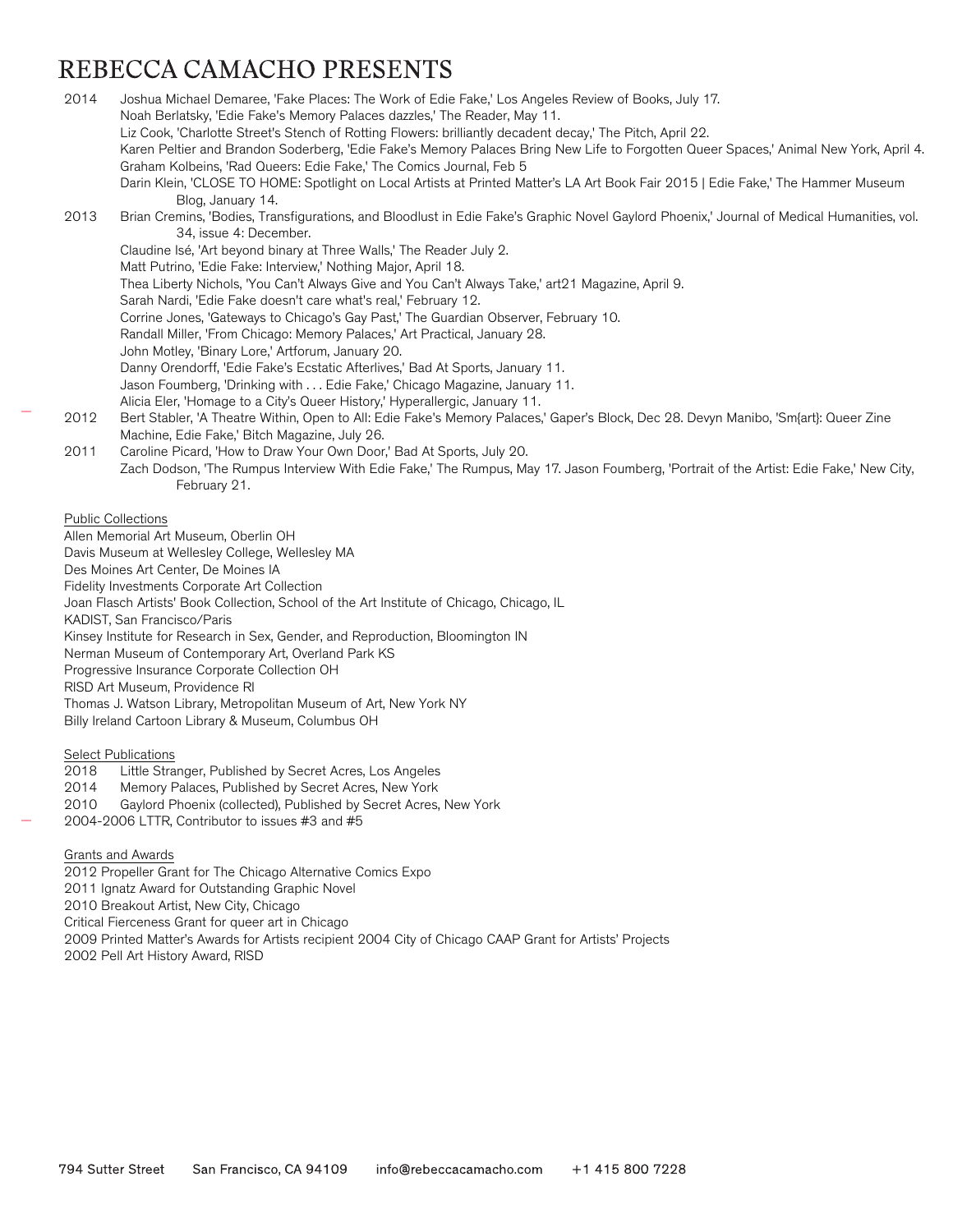# REBECCA CAMACHO PRESENTS

2014 Joshua Michael Demaree, 'Fake Places: The Work of Edie Fake,' Los Angeles Review of Books, July 17.
Noah Berlatsky, 'Edie Fake's Memory Palaces dazzles,' The Reader, May 11.
Liz Cook, 'Charlotte Street's Stench of Rotting Flowers: brilliantly decadent decay,' The Pitch, April 22.
Karen Peltier and Brandon Soderberg, 'Edie Fake's Memory Palaces Bring New Life to Forgotten Queer Spaces,' Animal New York, April 4.
Graham Kolbeins, 'Rad Queers: Edie Fake,' The Comics Journal, Feb 5
Darin Klein, 'CLOSE TO HOME: Spotlight on Local Artists at Printed Matter's LA Art Book Fair 2015 | Edie Fake,' The Hammer Museum Blog, January 14.

2013 Brian Cremins, 'Bodies, Transfigurations, and Bloodlust in Edie Fake's Graphic Novel Gaylord Phoenix,' Journal of Medical Humanities, vol. 34, issue 4: December.
Claudine Isé, 'Art beyond binary at Three Walls,' The Reader July 2.
Matt Putrino, 'Edie Fake: Interview,' Nothing Major, April 18.
Thea Liberty Nichols, 'You Can't Always Give and You Can't Always Take,' art21 Magazine, April 9.
Sarah Nardi, 'Edie Fake doesn't care what's real,' February 12.
Corrine Jones, 'Gateways to Chicago's Gay Past,' The Guardian Observer, February 10.
Randall Miller, 'From Chicago: Memory Palaces,' Art Practical, January 28.
John Motley, 'Binary Lore,' Artforum, January 20.
Danny Orendorff, 'Edie Fake's Ecstatic Afterlives,' Bad At Sports, January 11.
Jason Foumberg, 'Drinking with . . . Edie Fake,' Chicago Magazine, January 11.
Alicia Eler, 'Homage to a City's Queer History,' Hyperallergic, January 11.

2012 Bert Stabler, 'A Theatre Within, Open to All: Edie Fake's Memory Palaces,' Gaper's Block, Dec 28. Devyn Manibo, 'Sm{art}: Queer Zine Machine, Edie Fake,' Bitch Magazine, July 26.

2011 Caroline Picard, 'How to Draw Your Own Door,' Bad At Sports, July 20.
Zach Dodson, 'The Rumpus Interview With Edie Fake,' The Rumpus, May 17. Jason Foumberg, 'Portrait of the Artist: Edie Fake,' New City, February 21.

Public Collections

Allen Memorial Art Museum, Oberlin OH
Davis Museum at Wellesley College, Wellesley MA
Des Moines Art Center, De Moines IA
Fidelity Investments Corporate Art Collection
Joan Flasch Artists' Book Collection, School of the Art Institute of Chicago, Chicago, IL
KADIST, San Francisco/Paris
Kinsey Institute for Research in Sex, Gender, and Reproduction, Bloomington IN
Nerman Museum of Contemporary Art, Overland Park KS
Progressive Insurance Corporate Collection OH
RISD Art Museum, Providence RI
Thomas J. Watson Library, Metropolitan Museum of Art, New York NY
Billy Ireland Cartoon Library & Museum, Columbus OH

Select Publications

2018 Little Stranger, Published by Secret Acres, Los Angeles
2014 Memory Palaces, Published by Secret Acres, New York
2010 Gaylord Phoenix (collected), Published by Secret Acres, New York
2004-2006 LTTR, Contributor to issues #3 and #5

Grants and Awards

2012 Propeller Grant for The Chicago Alternative Comics Expo
2011 Ignatz Award for Outstanding Graphic Novel
2010 Breakout Artist, New City, Chicago
Critical Fierceness Grant for queer art in Chicago
2009 Printed Matter's Awards for Artists recipient 2004 City of Chicago CAAP Grant for Artists' Projects
2002 Pell Art History Award, RISD

794 Sutter Street San Francisco, CA 94109 info@rebeccacamacho.com +1 415 800 7228